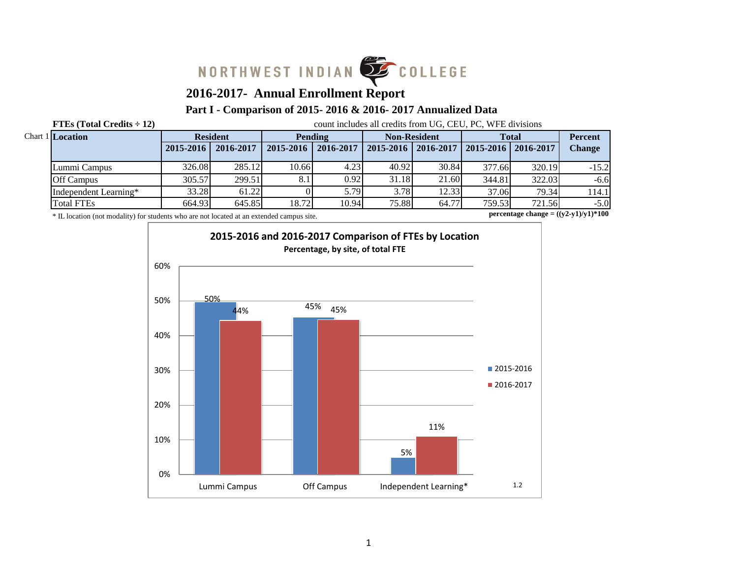NORTHWEST INDIAN COLLEGE

# 2016-2017- Annual Enrollment Report

## Part I - Comparison of 2015- 2016 & 2016- 2017 Annualized Data

**FTEs (Total Credits ÷ 12)** count includes all credits from UG, CEU, PC, WFE divisions

Chart 1

| Location | Resident | | Pending | | Non-Resident | | Total | | Percent Change |
|---|---|---|---|---|---|---|---|---|---|
| | 2015-2016 | 2016-2017 | 2015-2016 | 2016-2017 | 2015-2016 | 2016-2017 | 2015-2016 | 2016-2017 | |
| Lummi Campus | 326.08 | 285.12 | 10.66 | 4.23 | 40.92 | 30.84 | 377.66 | 320.19 | -15.2 |
| Off Campus | 305.57 | 299.51 | 8.1 | 0.92 | 31.18 | 21.60 | 344.81 | 322.03 | -6.6 |
| Independent Learning* | 33.28 | 61.22 | 0 | 5.79 | 3.78 | 12.33 | 37.06 | 79.34 | 114.1 |
| Total FTEs | 664.93 | 645.85 | 18.72 | 10.94 | 75.88 | 64.77 | 759.53 | 721.56 | -5.0 |

\* IL location (not modality) for students who are not located at an extended campus site.

**percentage change = ((y2-y1)/y1)*100**

**2015-2016 and 2016-2017 Comparison of FTEs by Location**
**Percentage, by site, of total FTE**

| Location | 2015-2016 | 2016-2017 |
|---|---|---|
| Lummi Campus | 50% | 44% |
| Off Campus | 45% | 45% |
| Independent Learning* | 5% | 11% |

1.2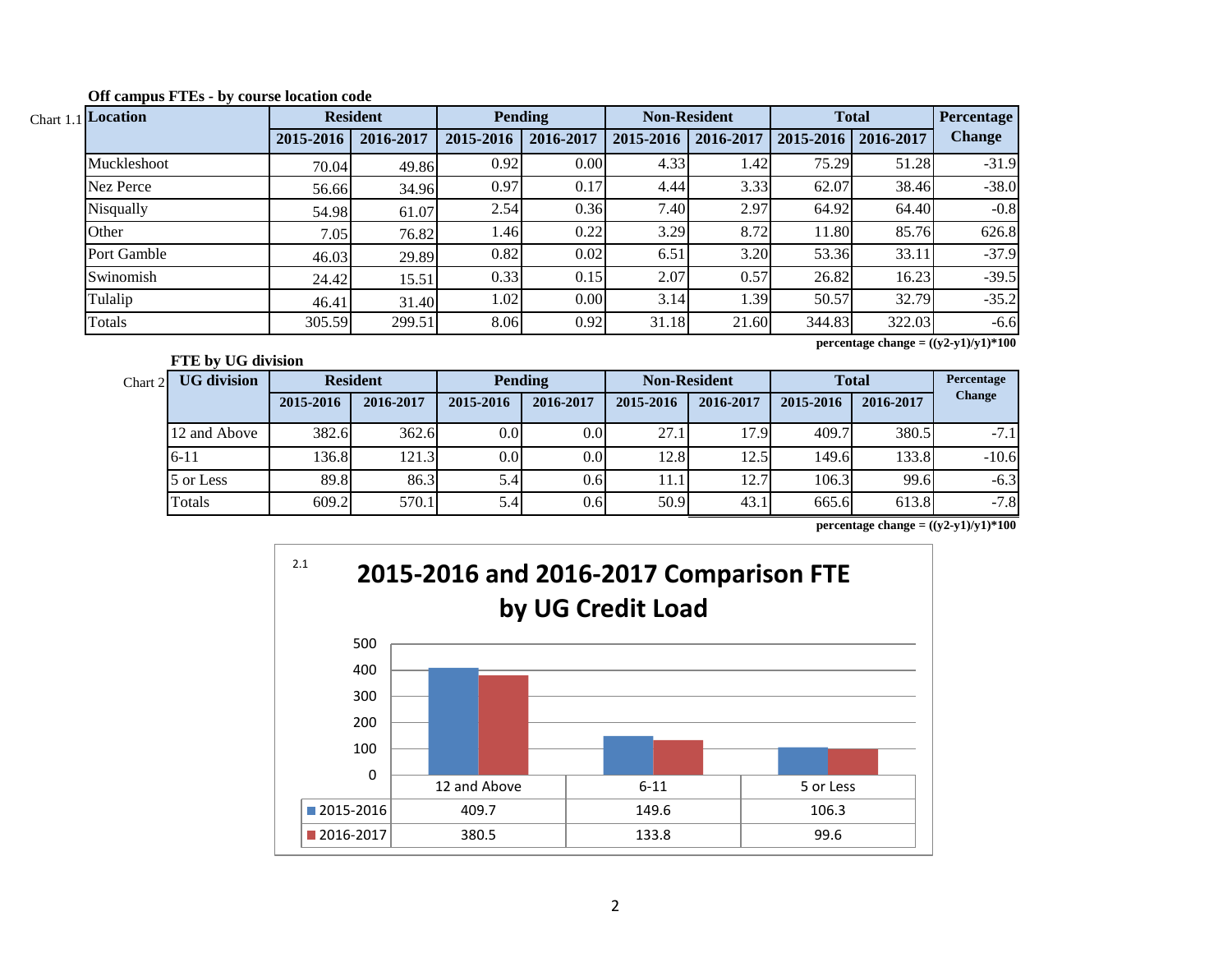### Off campus FTEs - by course location code

Chart 1.1

| Location | Resident | | Pending | | Non-Resident | | Total | | Percentage Change |
|---|---|---|---|---|---|---|---|---|---|
| | 2015-2016 | 2016-2017 | 2015-2016 | 2016-2017 | 2015-2016 | 2016-2017 | 2015-2016 | 2016-2017 | |
| Muckleshoot | 70.04 | 49.86 | 0.92 | 0.00 | 4.33 | 1.42 | 75.29 | 51.28 | -31.9 |
| Nez Perce | 56.66 | 34.96 | 0.97 | 0.17 | 4.44 | 3.33 | 62.07 | 38.46 | -38.0 |
| Nisqually | 54.98 | 61.07 | 2.54 | 0.36 | 7.40 | 2.97 | 64.92 | 64.40 | -0.8 |
| Other | 7.05 | 76.82 | 1.46 | 0.22 | 3.29 | 8.72 | 11.80 | 85.76 | 626.8 |
| Port Gamble | 46.03 | 29.89 | 0.82 | 0.02 | 6.51 | 3.20 | 53.36 | 33.11 | -37.9 |
| Swinomish | 24.42 | 15.51 | 0.33 | 0.15 | 2.07 | 0.57 | 26.82 | 16.23 | -39.5 |
| Tulalip | 46.41 | 31.40 | 1.02 | 0.00 | 3.14 | 1.39 | 50.57 | 32.79 | -35.2 |
| Totals | 305.59 | 299.51 | 8.06 | 0.92 | 31.18 | 21.60 | 344.83 | 322.03 | -6.6 |

**percentage change = ((y2-y1)/y1)*100**

### FTE by UG division

Chart 2

| UG division | Resident | | Pending | | Non-Resident | | Total | | Percentage Change |
|---|---|---|---|---|---|---|---|---|---|
| | 2015-2016 | 2016-2017 | 2015-2016 | 2016-2017 | 2015-2016 | 2016-2017 | 2015-2016 | 2016-2017 | |
| 12 and Above | 382.6 | 362.6 | 0.0 | 0.0 | 27.1 | 17.9 | 409.7 | 380.5 | -7.1 |
| 6-11 | 136.8 | 121.3 | 0.0 | 0.0 | 12.8 | 12.5 | 149.6 | 133.8 | -10.6 |
| 5 or Less | 89.8 | 86.3 | 5.4 | 0.6 | 11.1 | 12.7 | 106.3 | 99.6 | -6.3 |
| Totals | 609.2 | 570.1 | 5.4 | 0.6 | 50.9 | 43.1 | 665.6 | 613.8 | -7.8 |

**percentage change = ((y2-y1)/y1)*100**

2.1

**2015-2016 and 2016-2017 Comparison FTE by UG Credit Load**

| | 12 and Above | 6-11 | 5 or Less |
|---|---|---|---|
| 2015-2016 | 409.7 | 149.6 | 106.3 |
| 2016-2017 | 380.5 | 133.8 | 99.6 |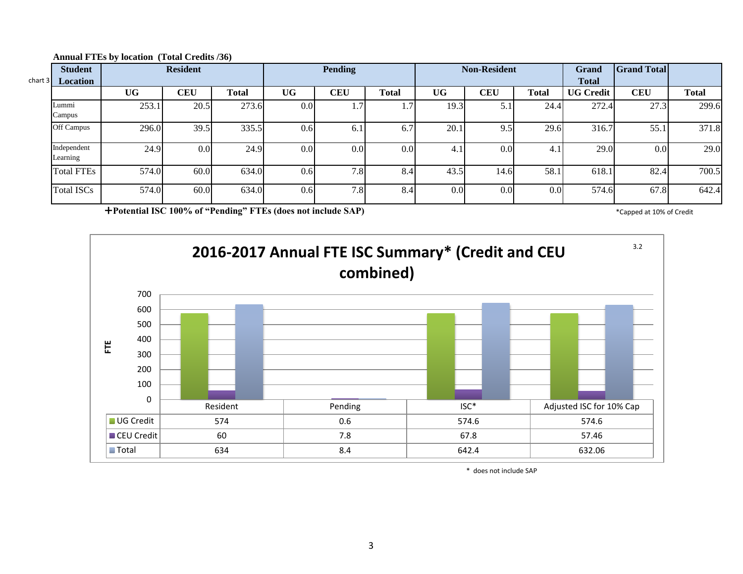**Annual FTEs by location (Total Credits /36)**

chart 3

| Student Location | Resident | | | Pending | | | Non-Resident | | | Grand Total | Grand Total | |
|---|---|---|---|---|---|---|---|---|---|---|---|---|
| | UG | CEU | Total | UG | CEU | Total | UG | CEU | Total | UG Credit | CEU | Total |
| Lummi Campus | 253.1 | 20.5 | 273.6 | 0.0 | 1.7 | 1.7 | 19.3 | 5.1 | 24.4 | 272.4 | 27.3 | 299.6 |
| Off Campus | 296.0 | 39.5 | 335.5 | 0.6 | 6.1 | 6.7 | 20.1 | 9.5 | 29.6 | 316.7 | 55.1 | 371.8 |
| Independent Learning | 24.9 | 0.0 | 24.9 | 0.0 | 0.0 | 0.0 | 4.1 | 0.0 | 4.1 | 29.0 | 0.0 | 29.0 |
| Total FTEs | 574.0 | 60.0 | 634.0 | 0.6 | 7.8 | 8.4 | 43.5 | 14.6 | 58.1 | 618.1 | 82.4 | 700.5 |
| Total ISCs | 574.0 | 60.0 | 634.0 | 0.6 | 7.8 | 8.4 | 0.0 | 0.0 | 0.0 | 574.6 | 67.8 | 642.4 |

**+Potential ISC 100% of "Pending" FTEs (does not include SAP)**

*Capped at 10% of Credit

**2016-2017 Annual FTE ISC Summary* (Credit and CEU combined)**

3.2

| | Resident | Pending | ISC* | Adjusted ISC for 10% Cap |
|---|---|---|---|---|
| UG Credit | 574 | 0.6 | 574.6 | 574.6 |
| CEU Credit | 60 | 7.8 | 67.8 | 57.46 |
| Total | 634 | 8.4 | 642.4 | 632.06 |

\* does not include SAP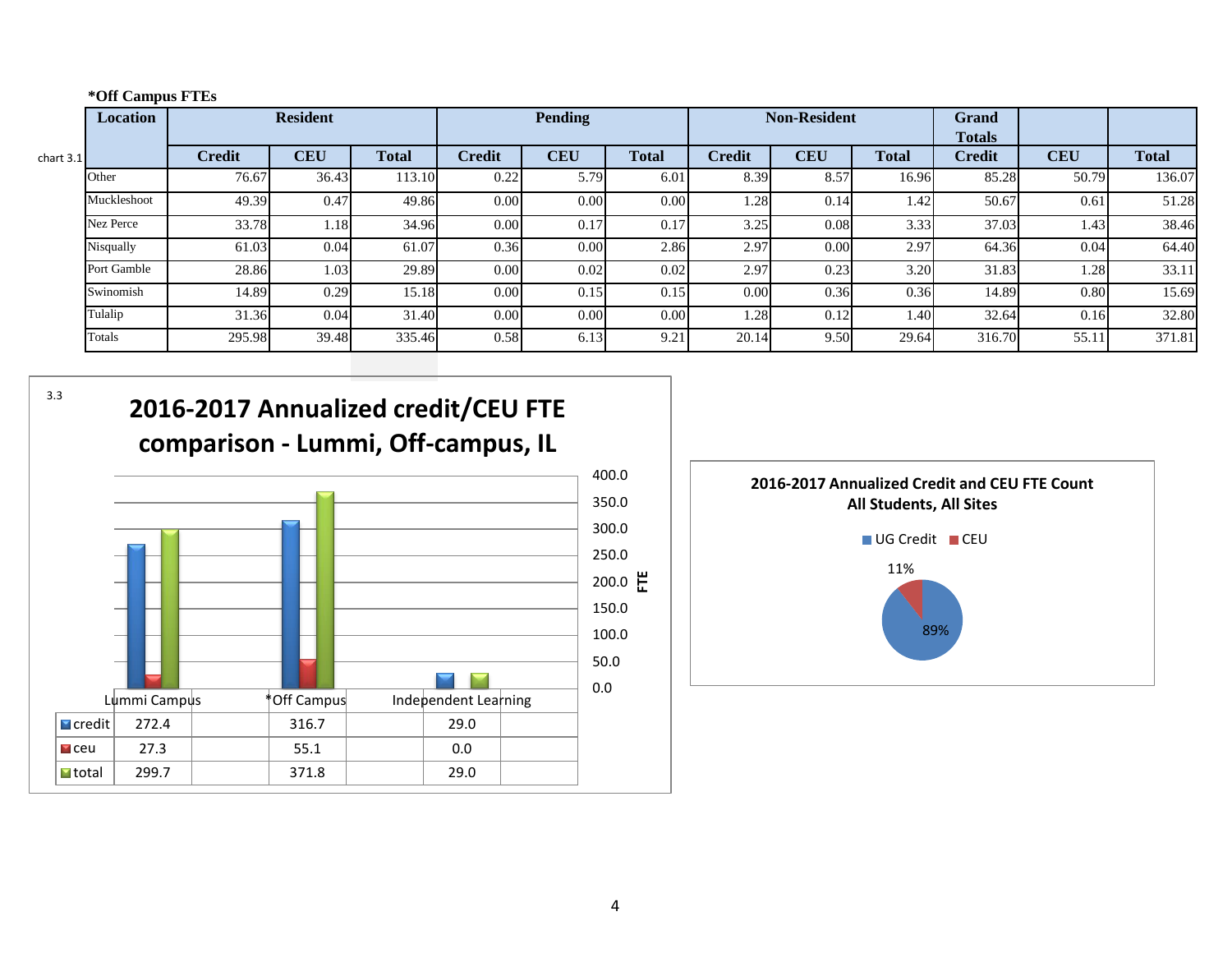**\*Off Campus FTEs**

chart 3.1

| Location | Resident | | | Pending | | | Non-Resident | | | Grand Totals | | |
|---|---|---|---|---|---|---|---|---|---|---|---|---|
| | Credit | CEU | Total | Credit | CEU | Total | Credit | CEU | Total | Credit | CEU | Total |
| Other | 76.67 | 36.43 | 113.10 | 0.22 | 5.79 | 6.01 | 8.39 | 8.57 | 16.96 | 85.28 | 50.79 | 136.07 |
| Muckleshoot | 49.39 | 0.47 | 49.86 | 0.00 | 0.00 | 0.00 | 1.28 | 0.14 | 1.42 | 50.67 | 0.61 | 51.28 |
| Nez Perce | 33.78 | 1.18 | 34.96 | 0.00 | 0.17 | 0.17 | 3.25 | 0.08 | 3.33 | 37.03 | 1.43 | 38.46 |
| Nisqually | 61.03 | 0.04 | 61.07 | 0.36 | 0.00 | 2.86 | 2.97 | 0.00 | 2.97 | 64.36 | 0.04 | 64.40 |
| Port Gamble | 28.86 | 1.03 | 29.89 | 0.00 | 0.02 | 0.02 | 2.97 | 0.23 | 3.20 | 31.83 | 1.28 | 33.11 |
| Swinomish | 14.89 | 0.29 | 15.18 | 0.00 | 0.15 | 0.15 | 0.00 | 0.36 | 0.36 | 14.89 | 0.80 | 15.69 |
| Tulalip | 31.36 | 0.04 | 31.40 | 0.00 | 0.00 | 0.00 | 1.28 | 0.12 | 1.40 | 32.64 | 0.16 | 32.80 |
| Totals | 295.98 | 39.48 | 335.46 | 0.58 | 6.13 | 9.21 | 20.14 | 9.50 | 29.64 | 316.70 | 55.11 | 371.81 |

3.3

**2016-2017 Annualized credit/CEU FTE comparison - Lummi, Off-campus, IL**

| | Lummi Campus | *Off Campus | Independent Learning |
|---|---|---|---|
| credit | 272.4 | 316.7 | 29.0 |
| ceu | 27.3 | 55.1 | 0.0 |
| total | 299.7 | 371.8 | 29.0 |

**2016-2017 Annualized Credit and CEU FTE Count All Students, All Sites**

UG Credit: 89%
CEU: 11%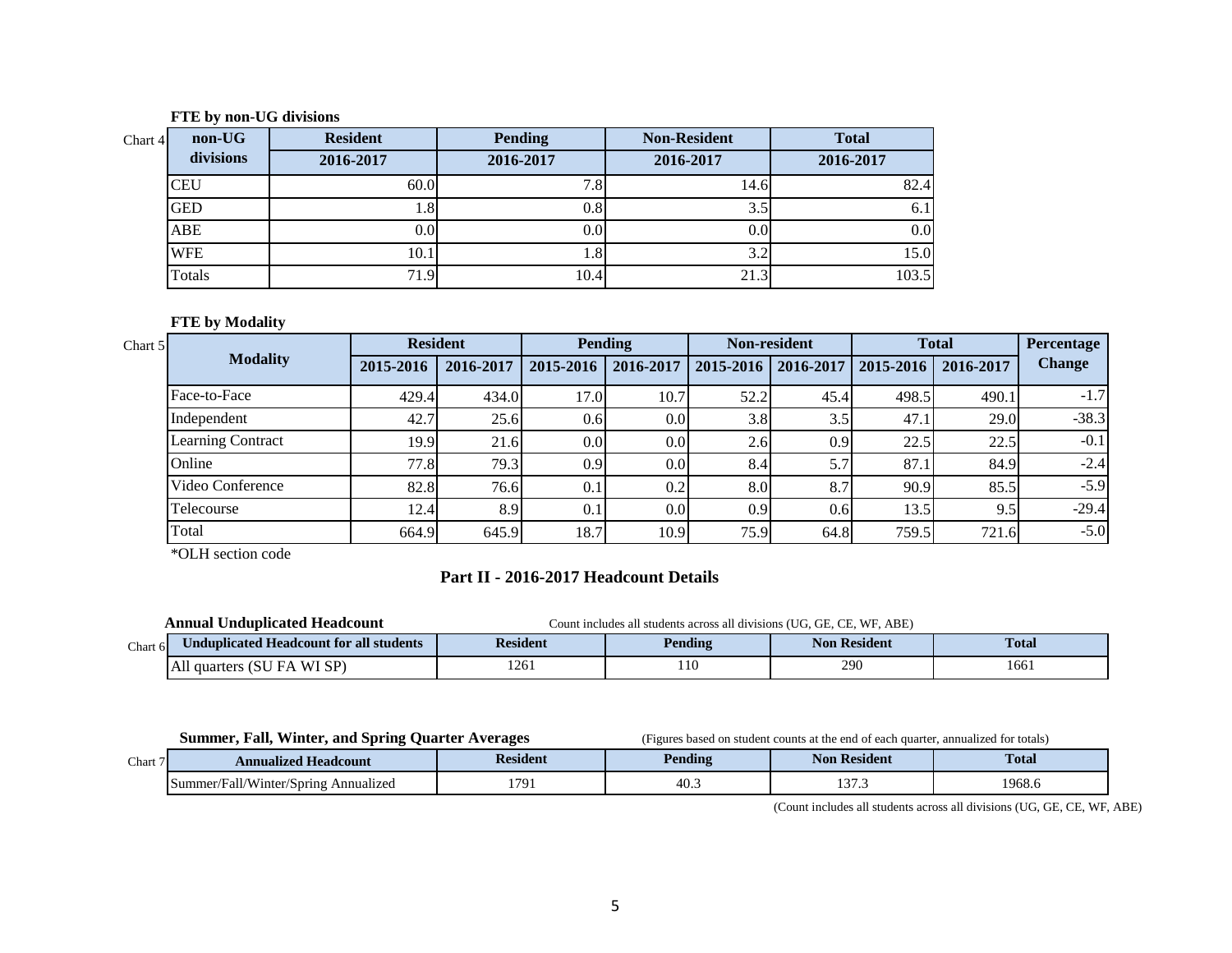**FTE by non-UG divisions**

Chart 4

| non-UG divisions | Resident | Pending | Non-Resident | Total |
|---|---|---|---|---|
| | 2016-2017 | 2016-2017 | 2016-2017 | 2016-2017 |
| CEU | 60.0 | 7.8 | 14.6 | 82.4 |
| GED | 1.8 | 0.8 | 3.5 | 6.1 |
| ABE | 0.0 | 0.0 | 0.0 | 0.0 |
| WFE | 10.1 | 1.8 | 3.2 | 15.0 |
| Totals | 71.9 | 10.4 | 21.3 | 103.5 |

**FTE by Modality**

Chart 5

| Modality | Resident | | Pending | | Non-resident | | Total | | Percentage Change |
|---|---|---|---|---|---|---|---|---|---|
| | 2015-2016 | 2016-2017 | 2015-2016 | 2016-2017 | 2015-2016 | 2016-2017 | 2015-2016 | 2016-2017 | |
| Face-to-Face | 429.4 | 434.0 | 17.0 | 10.7 | 52.2 | 45.4 | 498.5 | 490.1 | -1.7 |
| Independent | 42.7 | 25.6 | 0.6 | 0.0 | 3.8 | 3.5 | 47.1 | 29.0 | -38.3 |
| Learning Contract | 19.9 | 21.6 | 0.0 | 0.0 | 2.6 | 0.9 | 22.5 | 22.5 | -0.1 |
| Online | 77.8 | 79.3 | 0.9 | 0.0 | 8.4 | 5.7 | 87.1 | 84.9 | -2.4 |
| Video Conference | 82.8 | 76.6 | 0.1 | 0.2 | 8.0 | 8.7 | 90.9 | 85.5 | -5.9 |
| Telecourse | 12.4 | 8.9 | 0.1 | 0.0 | 0.9 | 0.6 | 13.5 | 9.5 | -29.4 |
| Total | 664.9 | 645.9 | 18.7 | 10.9 | 75.9 | 64.8 | 759.5 | 721.6 | -5.0 |

*OLH section code

## Part II - 2016-2017 Headcount Details

**Annual Unduplicated Headcount** — Count includes all students across all divisions (UG, GE, CE, WF, ABE)

Chart 6

| Unduplicated Headcount for all students | Resident | Pending | Non Resident | Total |
|---|---|---|---|---|
| All quarters (SU FA WI SP) | 1261 | 110 | 290 | 1661 |

**Summer, Fall, Winter, and Spring Quarter Averages** — (Figures based on student counts at the end of each quarter, annualized for totals)

Chart 7

| Annualized Headcount | Resident | Pending | Non Resident | Total |
|---|---|---|---|---|
| Summer/Fall/Winter/Spring Annualized | 1791 | 40.3 | 137.3 | 1968.6 |

(Count includes all students across all divisions (UG, GE, CE, WF, ABE)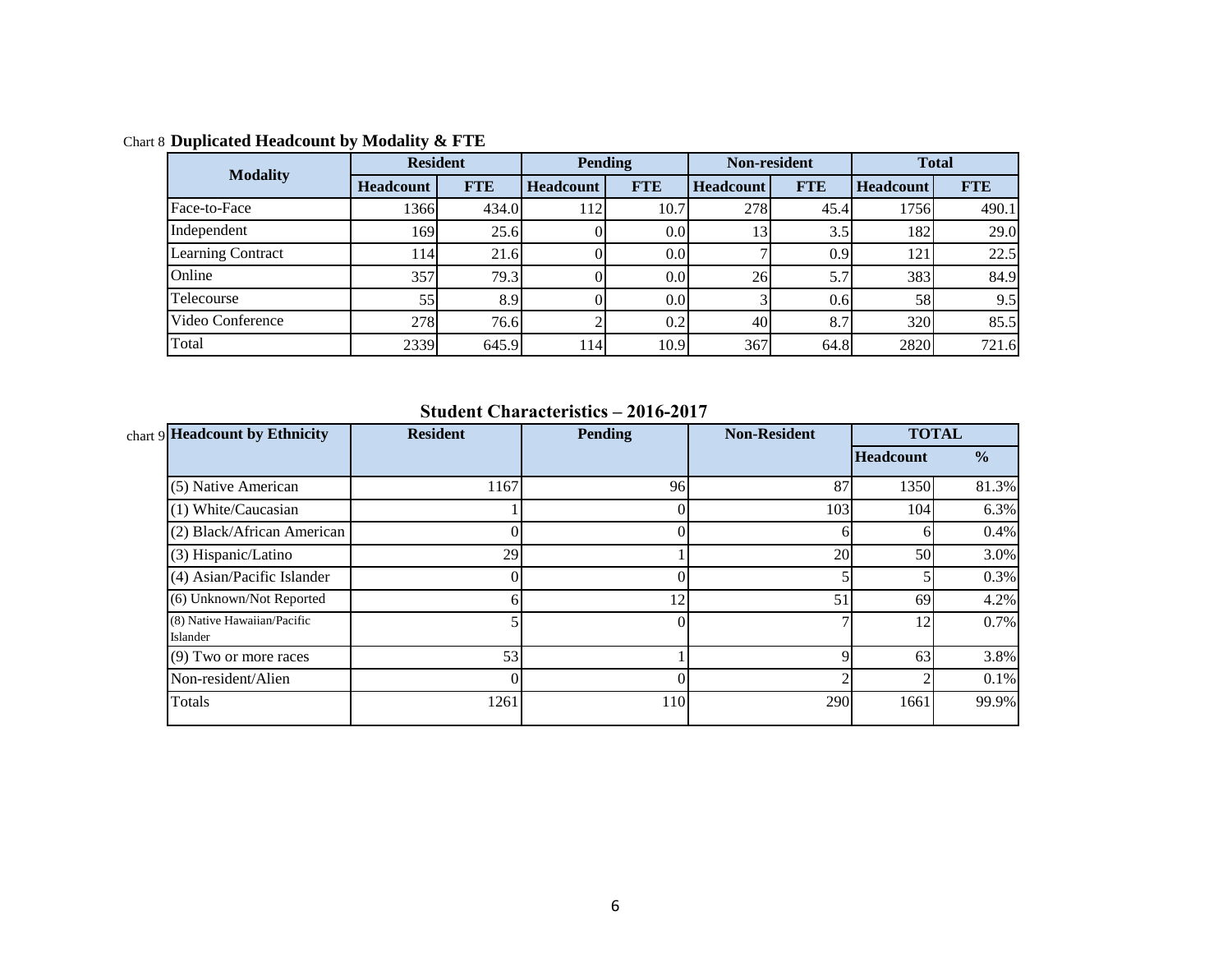Chart 8 **Duplicated Headcount by Modality & FTE**

| Modality | Resident | | Pending | | Non-resident | | Total | |
|---|---|---|---|---|---|---|---|---|
| | Headcount | FTE | Headcount | FTE | Headcount | FTE | Headcount | FTE |
| Face-to-Face | 1366 | 434.0 | 112 | 10.7 | 278 | 45.4 | 1756 | 490.1 |
| Independent | 169 | 25.6 | 0 | 0.0 | 13 | 3.5 | 182 | 29.0 |
| Learning Contract | 114 | 21.6 | 0 | 0.0 | 7 | 0.9 | 121 | 22.5 |
| Online | 357 | 79.3 | 0 | 0.0 | 26 | 5.7 | 383 | 84.9 |
| Telecourse | 55 | 8.9 | 0 | 0.0 | 3 | 0.6 | 58 | 9.5 |
| Video Conference | 278 | 76.6 | 2 | 0.2 | 40 | 8.7 | 320 | 85.5 |
| Total | 2339 | 645.9 | 114 | 10.9 | 367 | 64.8 | 2820 | 721.6 |

## Student Characteristics – 2016-2017

chart 9

| Headcount by Ethnicity | Resident | Pending | Non-Resident | TOTAL | |
|---|---|---|---|---|---|
| | | | | Headcount | % |
| (5) Native American | 1167 | 96 | 87 | 1350 | 81.3% |
| (1) White/Caucasian | 1 | 0 | 103 | 104 | 6.3% |
| (2) Black/African American | 0 | 0 | 6 | 6 | 0.4% |
| (3) Hispanic/Latino | 29 | 1 | 20 | 50 | 3.0% |
| (4) Asian/Pacific Islander | 0 | 0 | 5 | 5 | 0.3% |
| (6) Unknown/Not Reported | 6 | 12 | 51 | 69 | 4.2% |
| (8) Native Hawaiian/Pacific Islander | 5 | 0 | 7 | 12 | 0.7% |
| (9) Two or more races | 53 | 1 | 9 | 63 | 3.8% |
| Non-resident/Alien | 0 | 0 | 2 | 2 | 0.1% |
| Totals | 1261 | 110 | 290 | 1661 | 99.9% |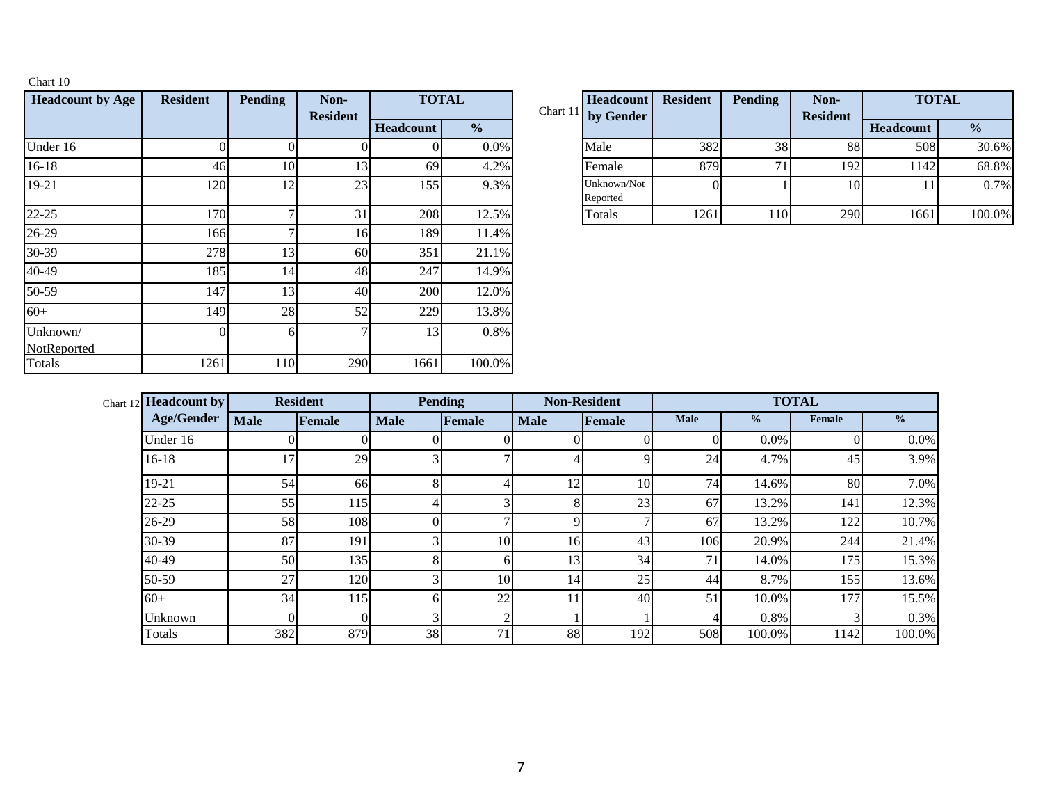Chart 10

| Headcount by Age | Resident | Pending | Non-Resident | TOTAL | |
|---|---|---|---|---|---|
| | | | | Headcount | % |
| Under 16 | 0 | 0 | 0 | 0 | 0.0% |
| 16-18 | 46 | 10 | 13 | 69 | 4.2% |
| 19-21 | 120 | 12 | 23 | 155 | 9.3% |
| 22-25 | 170 | 7 | 31 | 208 | 12.5% |
| 26-29 | 166 | 7 | 16 | 189 | 11.4% |
| 30-39 | 278 | 13 | 60 | 351 | 21.1% |
| 40-49 | 185 | 14 | 48 | 247 | 14.9% |
| 50-59 | 147 | 13 | 40 | 200 | 12.0% |
| 60+ | 149 | 28 | 52 | 229 | 13.8% |
| Unknown/ NotReported | 0 | 6 | 7 | 13 | 0.8% |
| Totals | 1261 | 110 | 290 | 1661 | 100.0% |

Chart 11

| Headcount by Gender | Resident | Pending | Non-Resident | TOTAL | |
|---|---|---|---|---|---|
| | | | | Headcount | % |
| Male | 382 | 38 | 88 | 508 | 30.6% |
| Female | 879 | 71 | 192 | 1142 | 68.8% |
| Unknown/Not Reported | 0 | 1 | 10 | 11 | 0.7% |
| Totals | 1261 | 110 | 290 | 1661 | 100.0% |

Chart 12

| Headcount by Age/Gender | Resident | | Pending | | Non-Resident | | TOTAL | | | |
|---|---|---|---|---|---|---|---|---|---|---|
| | Male | Female | Male | Female | Male | Female | Male | % | Female | % |
| Under 16 | 0 | 0 | 0 | 0 | 0 | 0 | 0 | 0.0% | 0 | 0.0% |
| 16-18 | 17 | 29 | 3 | 7 | 4 | 9 | 24 | 4.7% | 45 | 3.9% |
| 19-21 | 54 | 66 | 8 | 4 | 12 | 10 | 74 | 14.6% | 80 | 7.0% |
| 22-25 | 55 | 115 | 4 | 3 | 8 | 23 | 67 | 13.2% | 141 | 12.3% |
| 26-29 | 58 | 108 | 0 | 7 | 9 | 7 | 67 | 13.2% | 122 | 10.7% |
| 30-39 | 87 | 191 | 3 | 10 | 16 | 43 | 106 | 20.9% | 244 | 21.4% |
| 40-49 | 50 | 135 | 8 | 6 | 13 | 34 | 71 | 14.0% | 175 | 15.3% |
| 50-59 | 27 | 120 | 3 | 10 | 14 | 25 | 44 | 8.7% | 155 | 13.6% |
| 60+ | 34 | 115 | 6 | 22 | 11 | 40 | 51 | 10.0% | 177 | 15.5% |
| Unknown | 0 | 0 | 3 | 2 | 1 | 1 | 4 | 0.8% | 3 | 0.3% |
| Totals | 382 | 879 | 38 | 71 | 88 | 192 | 508 | 100.0% | 1142 | 100.0% |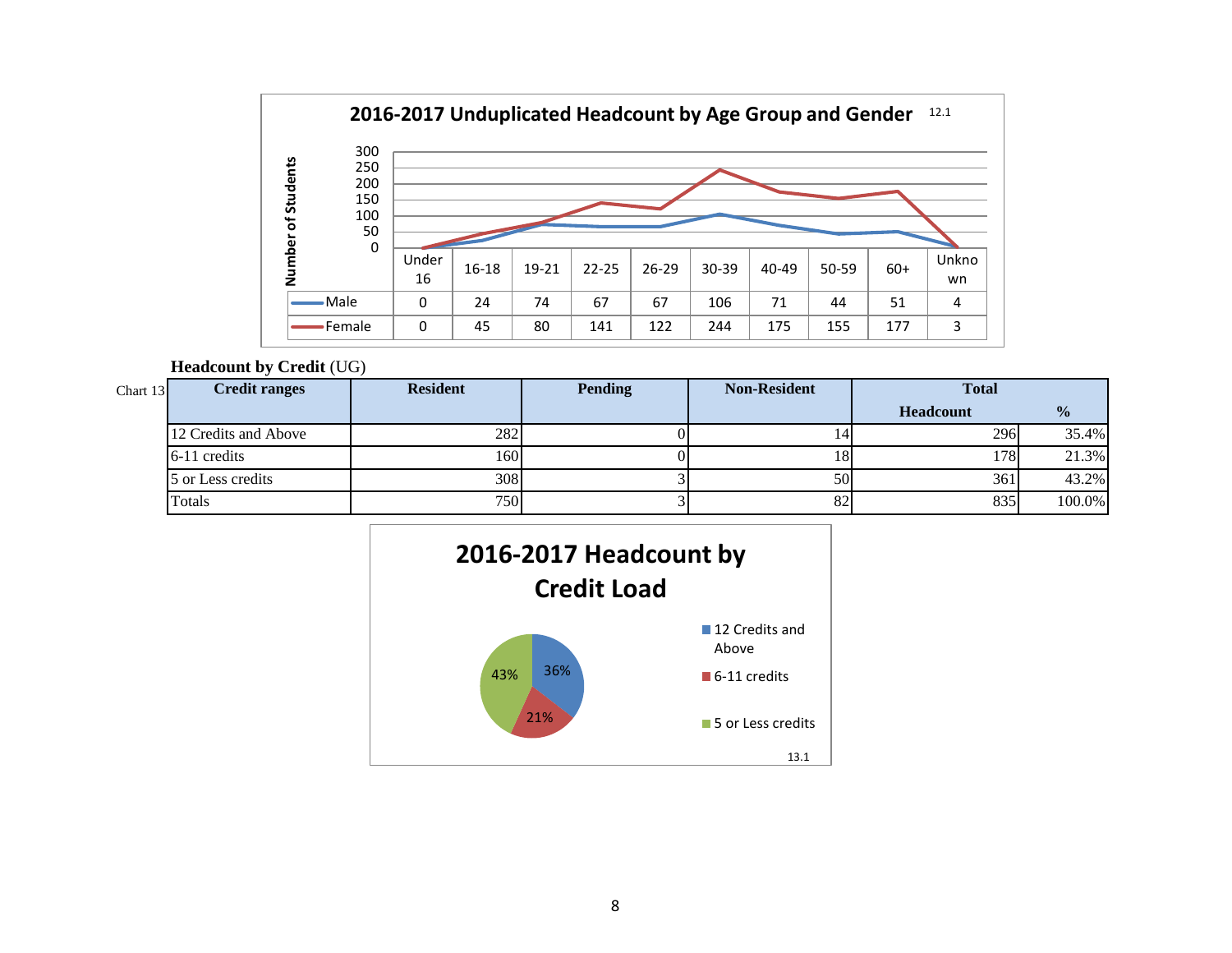## 2016-2017 Unduplicated Headcount by Age Group and Gender

12.1

| | Under 16 | 16-18 | 19-21 | 22-25 | 26-29 | 30-39 | 40-49 | 50-59 | 60+ | Unknown |
|---|---|---|---|---|---|---|---|---|---|---|
| Male | 0 | 24 | 74 | 67 | 67 | 106 | 71 | 44 | 51 | 4 |
| Female | 0 | 45 | 80 | 141 | 122 | 244 | 175 | 155 | 177 | 3 |

**Headcount by Credit** (UG)

Chart 13

| Credit ranges | Resident | Pending | Non-Resident | Total Headcount | % |
|---|---|---|---|---|---|
| 12 Credits and Above | 282 | 0 | 14 | 296 | 35.4% |
| 6-11 credits | 160 | 0 | 18 | 178 | 21.3% |
| 5 or Less credits | 308 | 3 | 50 | 361 | 43.2% |
| Totals | 750 | 3 | 82 | 835 | 100.0% |

## 2016-2017 Headcount by Credit Load

- 12 Credits and Above: 36%
- 6-11 credits: 21%
- 5 or Less credits: 43%

13.1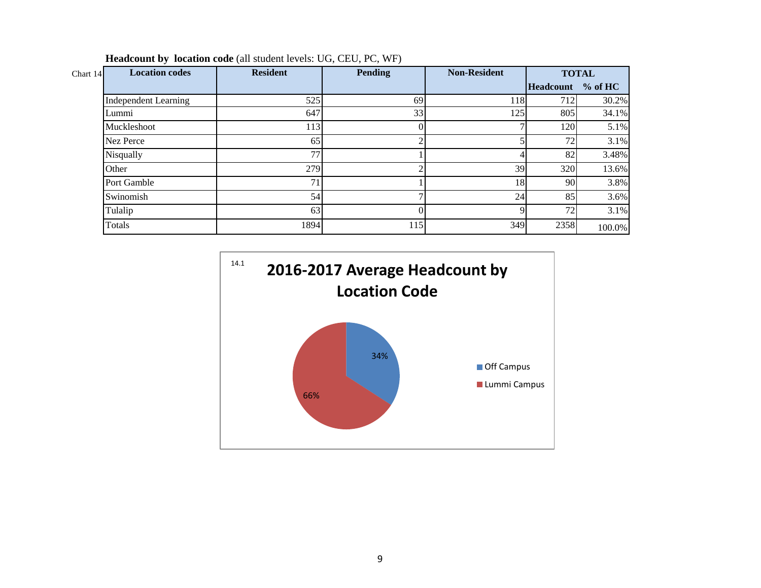**Headcount by location code** (all student levels: UG, CEU, PC, WF)

Chart 14

| Location codes | Resident | Pending | Non-Resident | TOTAL | |
|---|---|---|---|---|---|
| | | | | Headcount | % of HC |
| Independent Learning | 525 | 69 | 118 | 712 | 30.2% |
| Lummi | 647 | 33 | 125 | 805 | 34.1% |
| Muckleshoot | 113 | 0 | 7 | 120 | 5.1% |
| Nez Perce | 65 | 2 | 5 | 72 | 3.1% |
| Nisqually | 77 | 1 | 4 | 82 | 3.48% |
| Other | 279 | 2 | 39 | 320 | 13.6% |
| Port Gamble | 71 | 1 | 18 | 90 | 3.8% |
| Swinomish | 54 | 7 | 24 | 85 | 3.6% |
| Tulalip | 63 | 0 | 9 | 72 | 3.1% |
| Totals | 1894 | 115 | 349 | 2358 | 100.0% |

14.1

**2016-2017 Average Headcount by Location Code**

- Off Campus: 34%
- Lummi Campus: 66%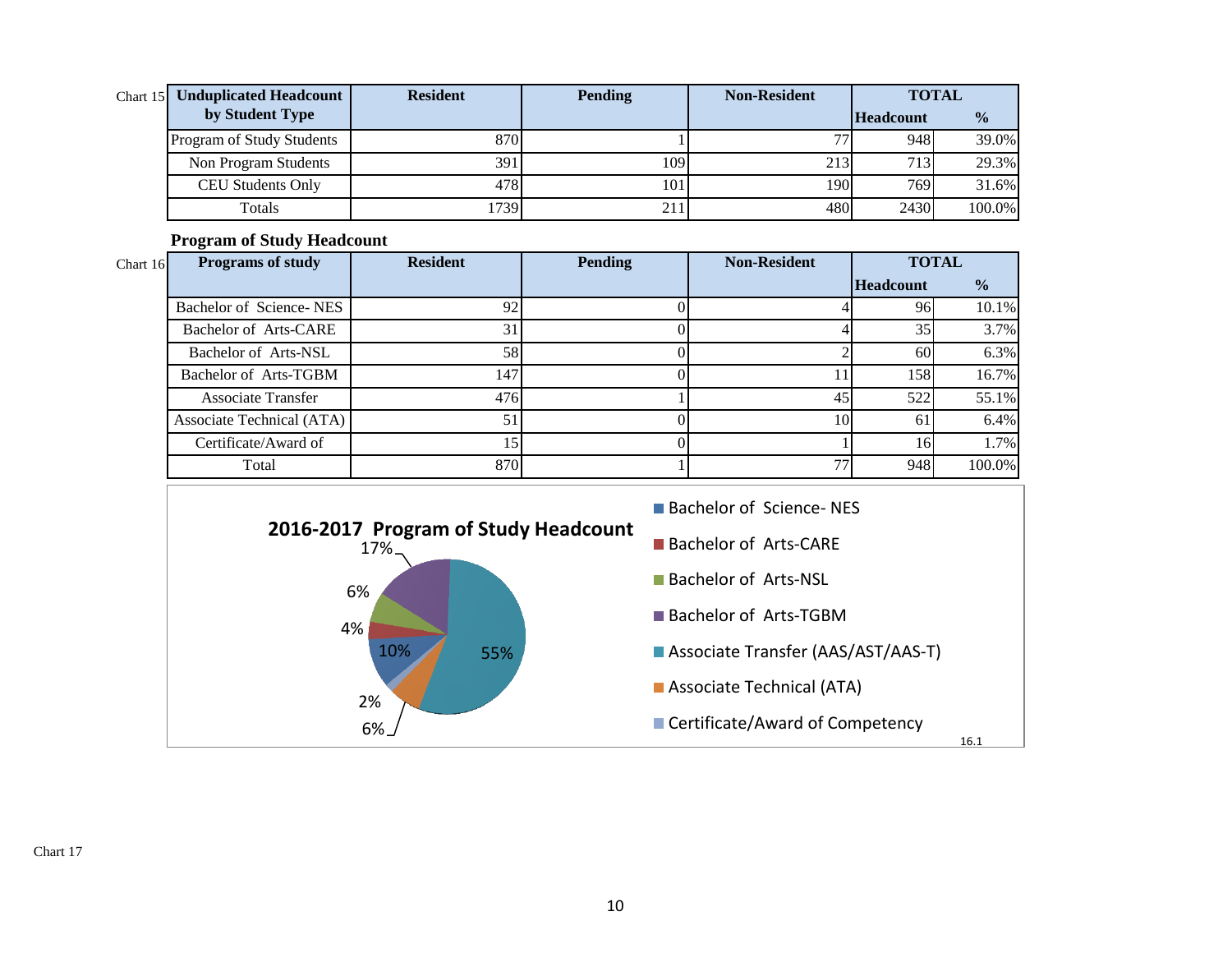Chart 15

| Unduplicated Headcount by Student Type | Resident | Pending | Non-Resident | TOTAL | |
|---|---|---|---|---|---|
| | | | | Headcount | % |
| Program of Study Students | 870 | 1 | 77 | 948 | 39.0% |
| Non Program Students | 391 | 109 | 213 | 713 | 29.3% |
| CEU Students Only | 478 | 101 | 190 | 769 | 31.6% |
| Totals | 1739 | 211 | 480 | 2430 | 100.0% |

**Program of Study Headcount**

Chart 16

| Programs of study | Resident | Pending | Non-Resident | TOTAL | |
|---|---|---|---|---|---|
| | | | | Headcount | % |
| Bachelor of Science- NES | 92 | 0 | 4 | 96 | 10.1% |
| Bachelor of Arts-CARE | 31 | 0 | 4 | 35 | 3.7% |
| Bachelor of Arts-NSL | 58 | 0 | 2 | 60 | 6.3% |
| Bachelor of Arts-TGBM | 147 | 0 | 11 | 158 | 16.7% |
| Associate Transfer | 476 | 1 | 45 | 522 | 55.1% |
| Associate Technical (ATA) | 51 | 0 | 10 | 61 | 6.4% |
| Certificate/Award of | 15 | 0 | 1 | 16 | 1.7% |
| Total | 870 | 1 | 77 | 948 | 100.0% |

**2016-2017 Program of Study Headcount**

- Bachelor of Science- NES: 10%
- Bachelor of Arts-CARE: 4%
- Bachelor of Arts-NSL: 6%
- Bachelor of Arts-TGBM: 17%
- Associate Transfer (AAS/AST/AAS-T): 55%
- Associate Technical (ATA): 6%
- Certificate/Award of Competency: 2%

16.1

Chart 17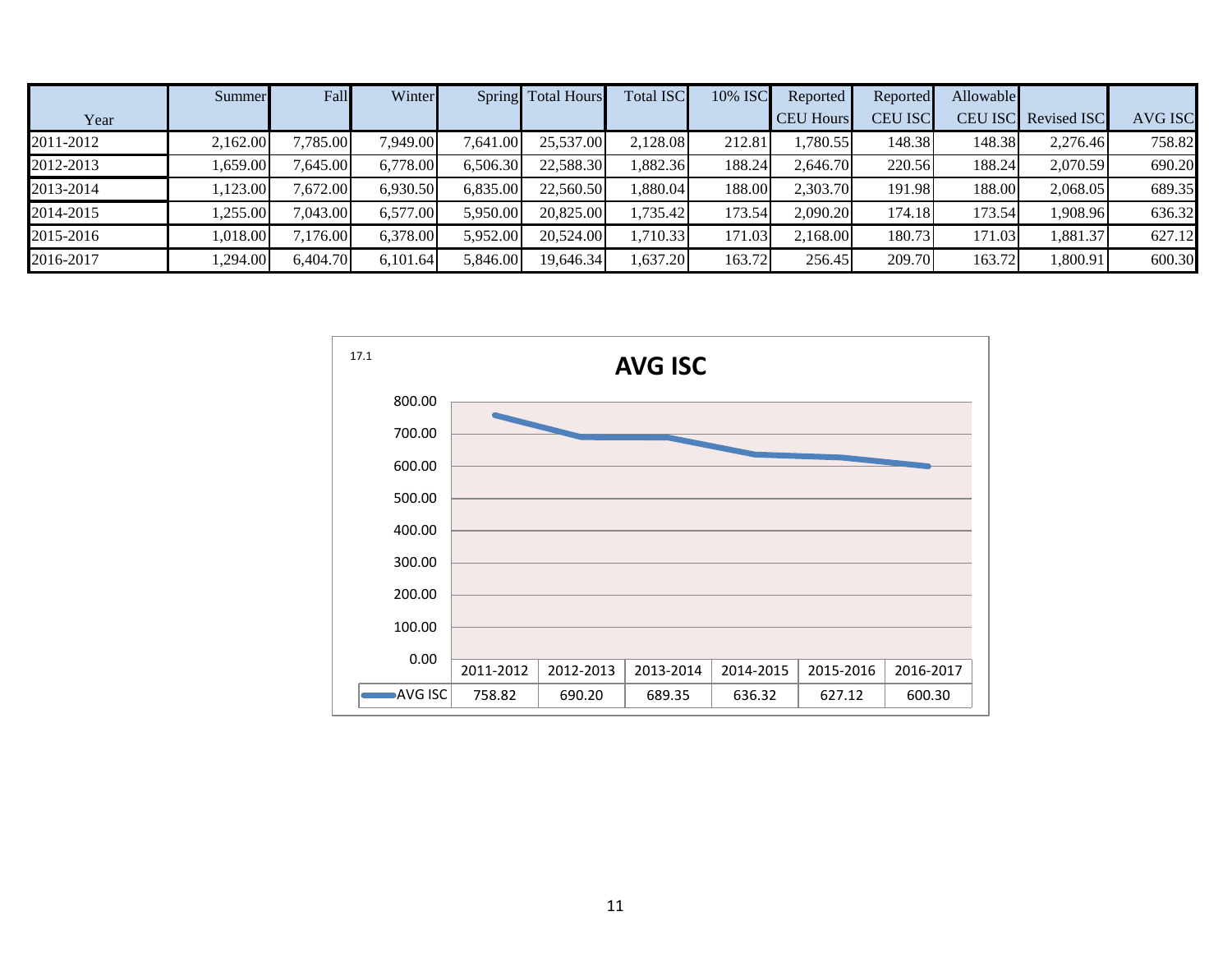| Year | Summer | Fall | Winter | Spring | Total Hours | Total ISC | 10% ISC | Reported CEU Hours | Reported CEU ISC | Allowable CEU ISC | Revised ISC | AVG ISC |
|---|---|---|---|---|---|---|---|---|---|---|---|---|
| 2011-2012 | 2,162.00 | 7,785.00 | 7,949.00 | 7,641.00 | 25,537.00 | 2,128.08 | 212.81 | 1,780.55 | 148.38 | 148.38 | 2,276.46 | 758.82 |
| 2012-2013 | 1,659.00 | 7,645.00 | 6,778.00 | 6,506.30 | 22,588.30 | 1,882.36 | 188.24 | 2,646.70 | 220.56 | 188.24 | 2,070.59 | 690.20 |
| 2013-2014 | 1,123.00 | 7,672.00 | 6,930.50 | 6,835.00 | 22,560.50 | 1,880.04 | 188.00 | 2,303.70 | 191.98 | 188.00 | 2,068.05 | 689.35 |
| 2014-2015 | 1,255.00 | 7,043.00 | 6,577.00 | 5,950.00 | 20,825.00 | 1,735.42 | 173.54 | 2,090.20 | 174.18 | 173.54 | 1,908.96 | 636.32 |
| 2015-2016 | 1,018.00 | 7,176.00 | 6,378.00 | 5,952.00 | 20,524.00 | 1,710.33 | 171.03 | 2,168.00 | 180.73 | 171.03 | 1,881.37 | 627.12 |
| 2016-2017 | 1,294.00 | 6,404.70 | 6,101.64 | 5,846.00 | 19,646.34 | 1,637.20 | 163.72 | 256.45 | 209.70 | 163.72 | 1,800.91 | 600.30 |

17.1

AVG ISC

800.00
700.00
600.00
500.00
400.00
300.00
200.00
100.00
0.00

2011-2012 2012-2013 2013-2014 2014-2015 2015-2016 2016-2017

AVG ISC 758.82 690.20 689.35 636.32 627.12 600.30